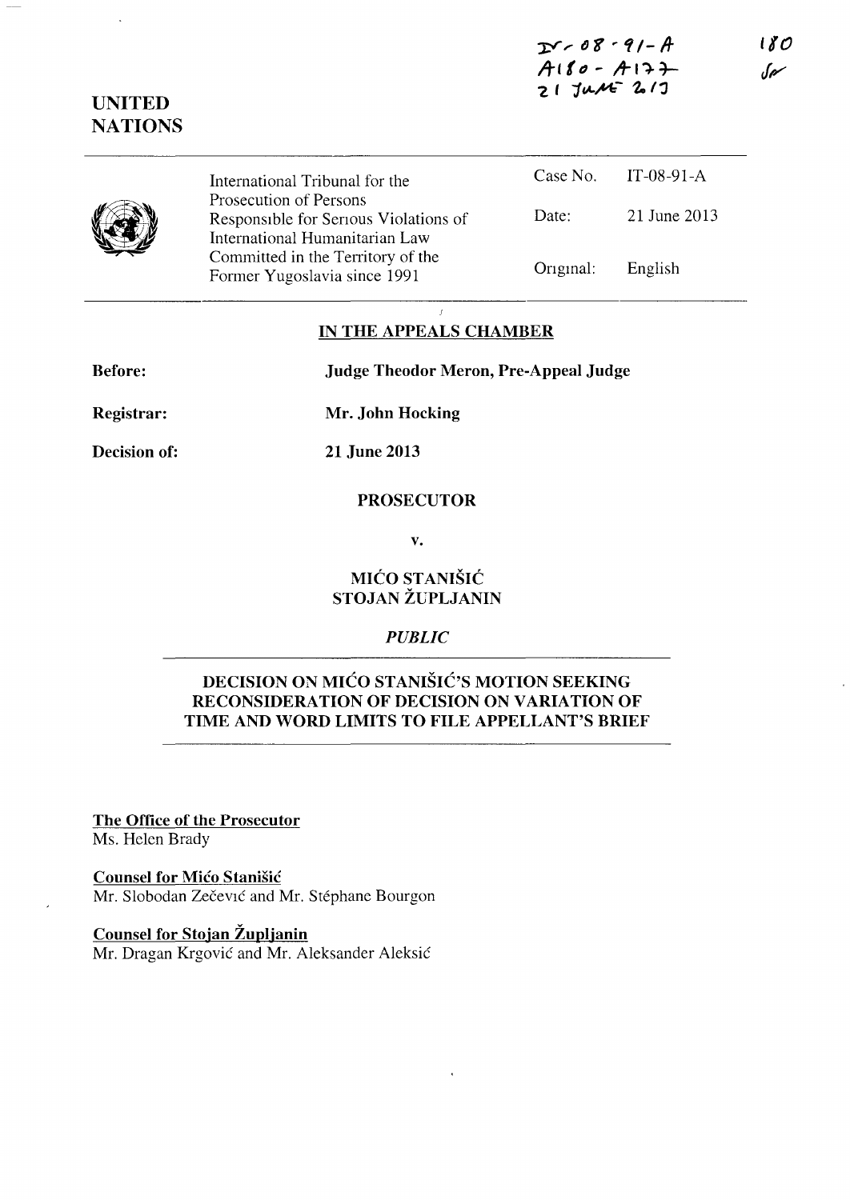IT-08-91-A
A180 - A177
21 June 2013

180
SF

UNITED NATIONS

| | | |
|---|---|---|
| International Tribunal for the Prosecution of Persons Responsible for Serious Violations of International Humanitarian Law Committed in the Territory of the Former Yugoslavia since 1991 | Case No. | IT-08-91-A |
| | Date: | 21 June 2013 |
| | Original: | English |

## IN THE APPEALS CHAMBER

**Before:** **Judge Theodor Meron, Pre-Appeal Judge**

**Registrar:** **Mr. John Hocking**

**Decision of:** **21 June 2013**

**PROSECUTOR**

**v.**

**MIĆO STANIŠIĆ**
**STOJAN ŽUPLJANIN**

***PUBLIC***

## DECISION ON MIĆO STANIŠIĆ'S MOTION SEEKING RECONSIDERATION OF DECISION ON VARIATION OF TIME AND WORD LIMITS TO FILE APPELLANT'S BRIEF

**The Office of the Prosecutor**
Ms. Helen Brady

**Counsel for Mićo Stanišić**
Mr. Slobodan Zečević and Mr. Stéphane Bourgon

**Counsel for Stojan Župljanin**
Mr. Dragan Krgović and Mr. Aleksander Aleksić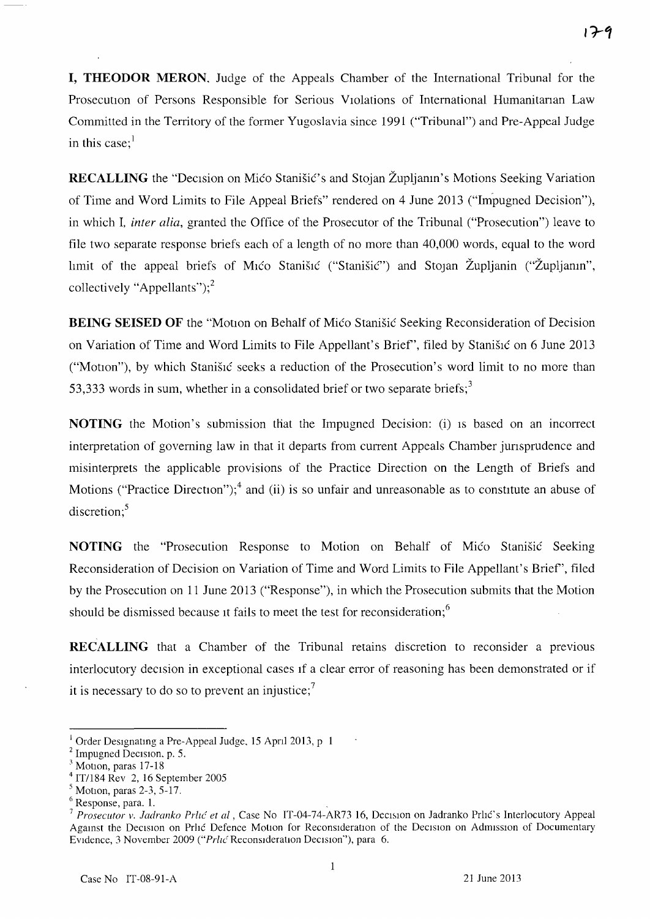**I, THEODOR MERON**, Judge of the Appeals Chamber of the International Tribunal for the Prosecution of Persons Responsible for Serious Violations of International Humanitarian Law Committed in the Territory of the former Yugoslavia since 1991 ("Tribunal") and Pre-Appeal Judge in this case;[1]

**RECALLING** the "Decision on Mićo Stanišić's and Stojan Župljanin's Motions Seeking Variation of Time and Word Limits to File Appeal Briefs" rendered on 4 June 2013 ("Impugned Decision"), in which I, *inter alia*, granted the Office of the Prosecutor of the Tribunal ("Prosecution") leave to file two separate response briefs each of a length of no more than 40,000 words, equal to the word limit of the appeal briefs of Mićo Stanišić ("Stanišić") and Stojan Župljanin ("Župljanin", collectively "Appellants");[2]

**BEING SEISED OF** the "Motion on Behalf of Mićo Stanišić Seeking Reconsideration of Decision on Variation of Time and Word Limits to File Appellant's Brief", filed by Stanišić on 6 June 2013 ("Motion"), by which Stanišić seeks a reduction of the Prosecution's word limit to no more than 53,333 words in sum, whether in a consolidated brief or two separate briefs;[3]

**NOTING** the Motion's submission that the Impugned Decision: (i) is based on an incorrect interpretation of governing law in that it departs from current Appeals Chamber jurisprudence and misinterprets the applicable provisions of the Practice Direction on the Length of Briefs and Motions ("Practice Direction");[4] and (ii) is so unfair and unreasonable as to constitute an abuse of discretion;[5]

**NOTING** the "Prosecution Response to Motion on Behalf of Mićo Stanišić Seeking Reconsideration of Decision on Variation of Time and Word Limits to File Appellant's Brief", filed by the Prosecution on 11 June 2013 ("Response"), in which the Prosecution submits that the Motion should be dismissed because it fails to meet the test for reconsideration;[6]

**RECALLING** that a Chamber of the Tribunal retains discretion to reconsider a previous interlocutory decision in exceptional cases if a clear error of reasoning has been demonstrated or if it is necessary to do so to prevent an injustice;[7]

---

[1] Order Designating a Pre-Appeal Judge, 15 April 2013, p 1

[2] Impugned Decision, p. 5.

[3] Motion, paras 17-18

[4] IT/184 Rev 2, 16 September 2005

[5] Motion, paras 2-3, 5-17.

[6] Response, para. 1.

[7] *Prosecutor v. Jadranko Prlić et al*, Case No IT-04-74-AR73 16, Decision on Jadranko Prlić's Interlocutory Appeal Against the Decision on Prlić Defence Motion for Reconsideration of the Decision on Admission of Documentary Evidence, 3 November 2009 ("*Prlić* Reconsideration Decision"), para 6.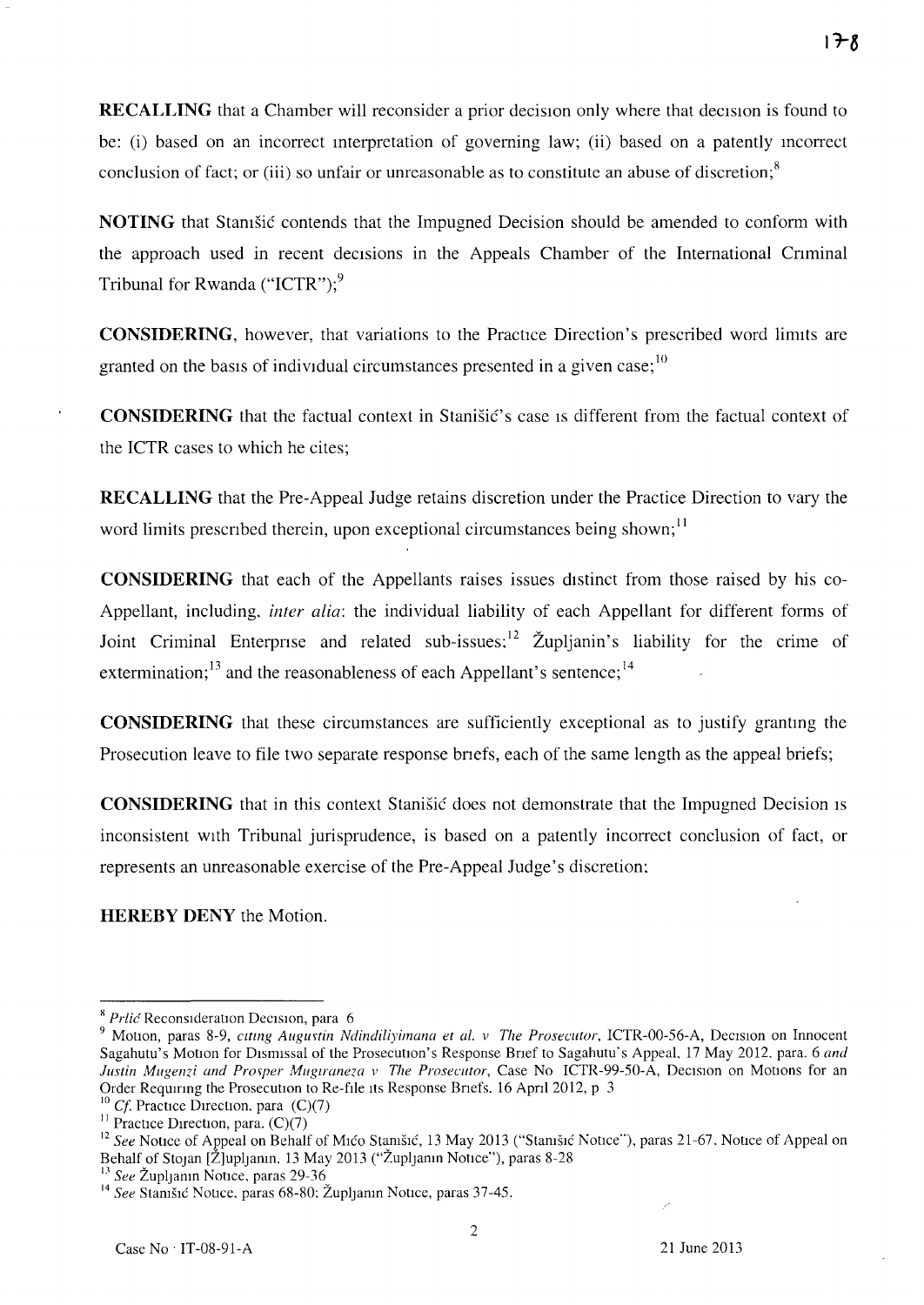**RECALLING** that a Chamber will reconsider a prior decision only where that decision is found to be: (i) based on an incorrect interpretation of governing law; (ii) based on a patently incorrect conclusion of fact; or (iii) so unfair or unreasonable as to constitute an abuse of discretion;[8]

**NOTING** that Stanišić contends that the Impugned Decision should be amended to conform with the approach used in recent decisions in the Appeals Chamber of the International Criminal Tribunal for Rwanda ("ICTR");[9]

**CONSIDERING**, however, that variations to the Practice Direction's prescribed word limits are granted on the basis of individual circumstances presented in a given case;[10]

**CONSIDERING** that the factual context in Stanišić's case is different from the factual context of the ICTR cases to which he cites;

**RECALLING** that the Pre-Appeal Judge retains discretion under the Practice Direction to vary the word limits prescribed therein, upon exceptional circumstances being shown;[11]

**CONSIDERING** that each of the Appellants raises issues distinct from those raised by his co-Appellant, including, *inter alia*: the individual liability of each Appellant for different forms of Joint Criminal Enterprise and related sub-issues;[12] Župljanin's liability for the crime of extermination;[13] and the reasonableness of each Appellant's sentence;[14]

**CONSIDERING** that these circumstances are sufficiently exceptional as to justify granting the Prosecution leave to file two separate response briefs, each of the same length as the appeal briefs;

**CONSIDERING** that in this context Stanišić does not demonstrate that the Impugned Decision is inconsistent with Tribunal jurisprudence, is based on a patently incorrect conclusion of fact, or represents an unreasonable exercise of the Pre-Appeal Judge's discretion;

**HEREBY DENY** the Motion.

---

[8] *Prlić* Reconsideration Decision, para 6

[9] Motion, paras 8-9, *citing Augustin Ndindiliyimana et al. v The Prosecutor*, ICTR-00-56-A, Decision on Innocent Sagahutu's Motion for Dismissal of the Prosecution's Response Brief to Sagahutu's Appeal, 17 May 2012, para. 6 *and Justin Mugenzi and Prosper Mugiraneza v The Prosecutor*, Case No ICTR-99-50-A, Decision on Motions for an Order Requiring the Prosecution to Re-file its Response Briefs, 16 April 2012, p 3

[10] *Cf.* Practice Direction, para (C)(7)

[11] Practice Direction, para. (C)(7)

[12] *See* Notice of Appeal on Behalf of Mićo Stanišić, 13 May 2013 ("Stanišić Notice"), paras 21-67, Notice of Appeal on Behalf of Stojan [Ž]upljanin, 13 May 2013 ("Župljanin Notice"), paras 8-28

[13] *See* Župljanin Notice, paras 29-36

[14] *See* Stanišić Notice, paras 68-80; Župljanin Notice, paras 37-45.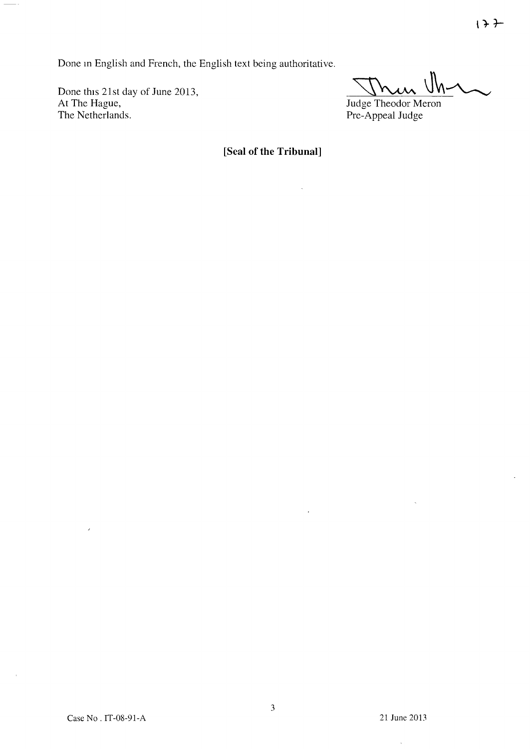Done in English and French, the English text being authoritative.

Done this 21st day of June 2013,
At The Hague,
The Netherlands.

Judge Theodor Meron
Pre-Appeal Judge

**[Seal of the Tribunal]**